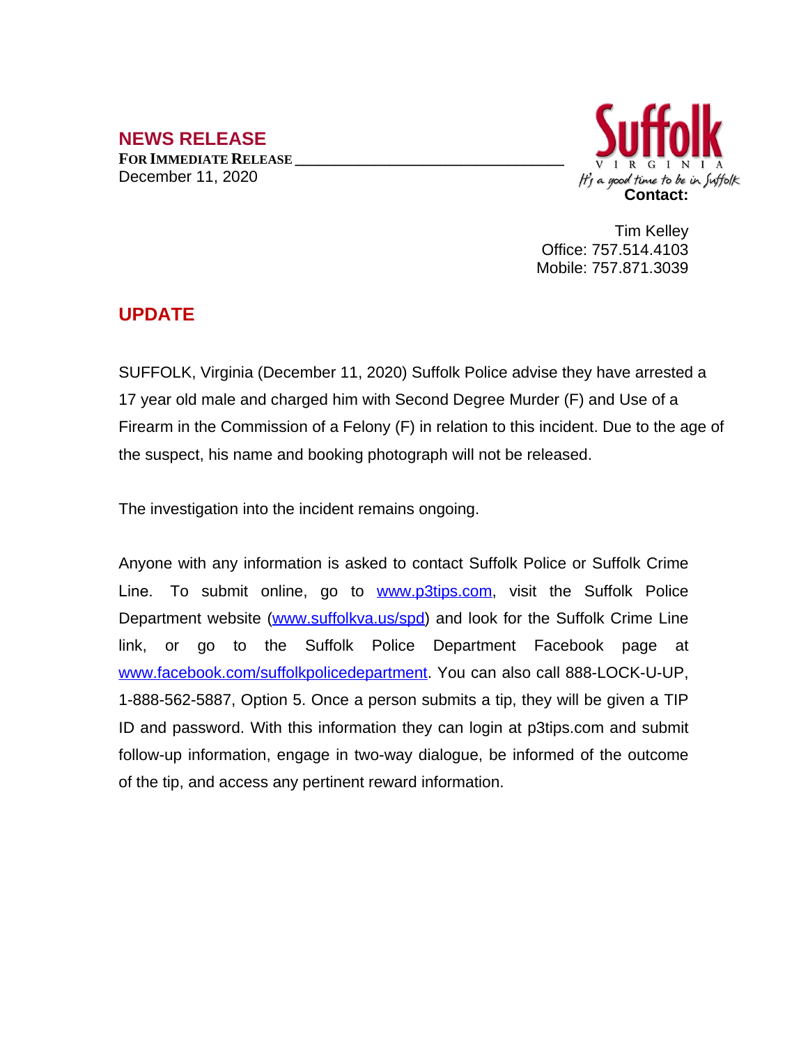## NEWS RELEASE

**FOR IMMEDIATE RELEASE**

December 11, 2020

Suffolk
VIRGINIA
It's a good time to be in Suffolk

**Contact:**

Tim Kelley
Office: 757.514.4103
Mobile: 757.871.3039

## UPDATE

SUFFOLK, Virginia (December 11, 2020) Suffolk Police advise they have arrested a 17 year old male and charged him with Second Degree Murder (F) and Use of a Firearm in the Commission of a Felony (F) in relation to this incident. Due to the age of the suspect, his name and booking photograph will not be released.

The investigation into the incident remains ongoing.

Anyone with any information is asked to contact Suffolk Police or Suffolk Crime Line. To submit online, go to www.p3tips.com, visit the Suffolk Police Department website (www.suffolkva.us/spd) and look for the Suffolk Crime Line link, or go to the Suffolk Police Department Facebook page at www.facebook.com/suffolkpolicedepartment. You can also call 888-LOCK-U-UP, 1-888-562-5887, Option 5. Once a person submits a tip, they will be given a TIP ID and password. With this information they can login at p3tips.com and submit follow-up information, engage in two-way dialogue, be informed of the outcome of the tip, and access any pertinent reward information.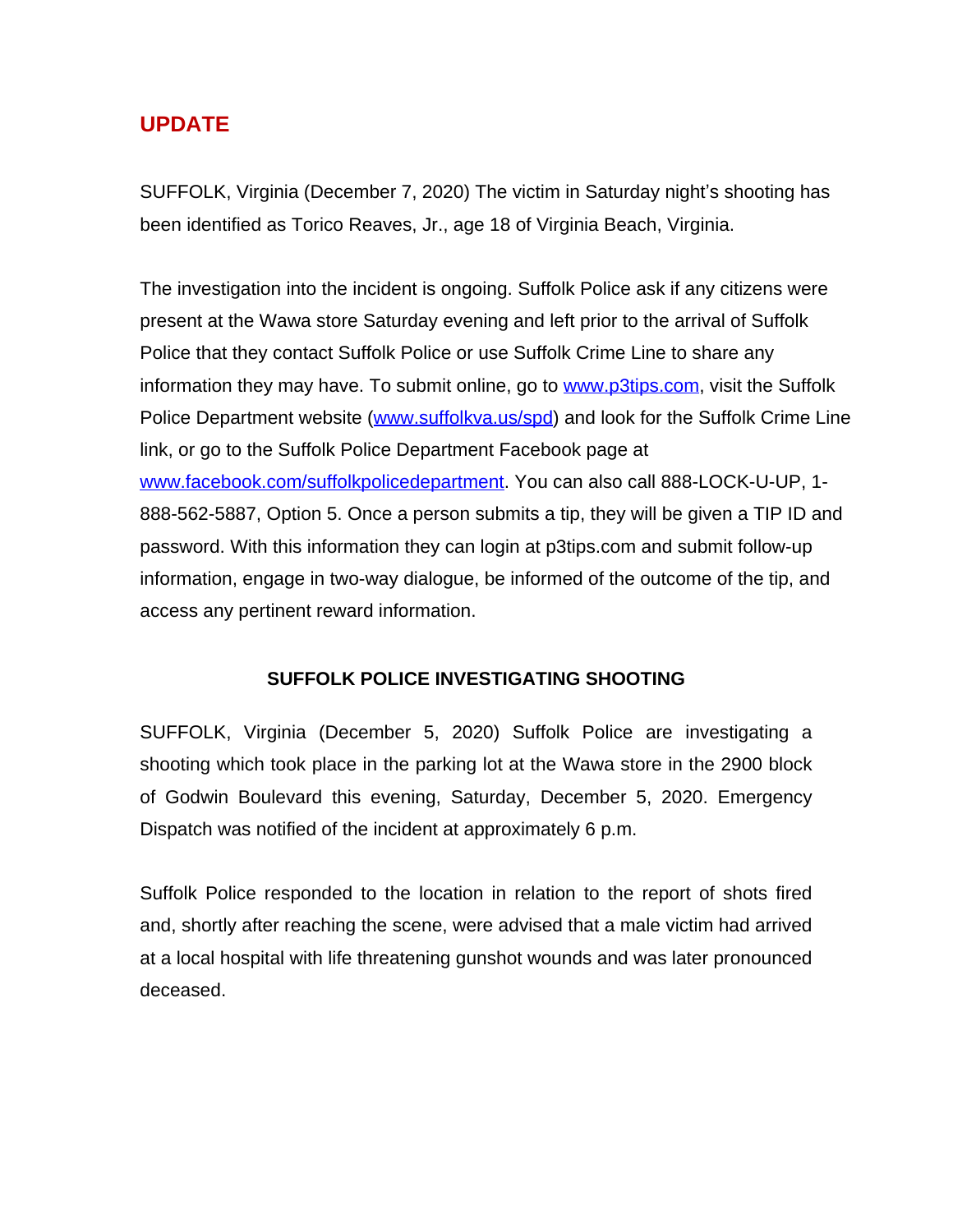## UPDATE

SUFFOLK, Virginia (December 7, 2020) The victim in Saturday night's shooting has been identified as Torico Reaves, Jr., age 18 of Virginia Beach, Virginia.

The investigation into the incident is ongoing. Suffolk Police ask if any citizens were present at the Wawa store Saturday evening and left prior to the arrival of Suffolk Police that they contact Suffolk Police or use Suffolk Crime Line to share any information they may have. To submit online, go to [www.p3tips.com](http://www.p3tips.com), visit the Suffolk Police Department website ([www.suffolkva.us/spd](http://www.suffolkva.us/spd)) and look for the Suffolk Crime Line link, or go to the Suffolk Police Department Facebook page at [www.facebook.com/suffolkpolicedepartment](http://www.facebook.com/suffolkpolicedepartment). You can also call 888-LOCK-U-UP, 1-888-562-5887, Option 5. Once a person submits a tip, they will be given a TIP ID and password. With this information they can login at p3tips.com and submit follow-up information, engage in two-way dialogue, be informed of the outcome of the tip, and access any pertinent reward information.

### SUFFOLK POLICE INVESTIGATING SHOOTING

SUFFOLK, Virginia (December 5, 2020) Suffolk Police are investigating a shooting which took place in the parking lot at the Wawa store in the 2900 block of Godwin Boulevard this evening, Saturday, December 5, 2020. Emergency Dispatch was notified of the incident at approximately 6 p.m.

Suffolk Police responded to the location in relation to the report of shots fired and, shortly after reaching the scene, were advised that a male victim had arrived at a local hospital with life threatening gunshot wounds and was later pronounced deceased.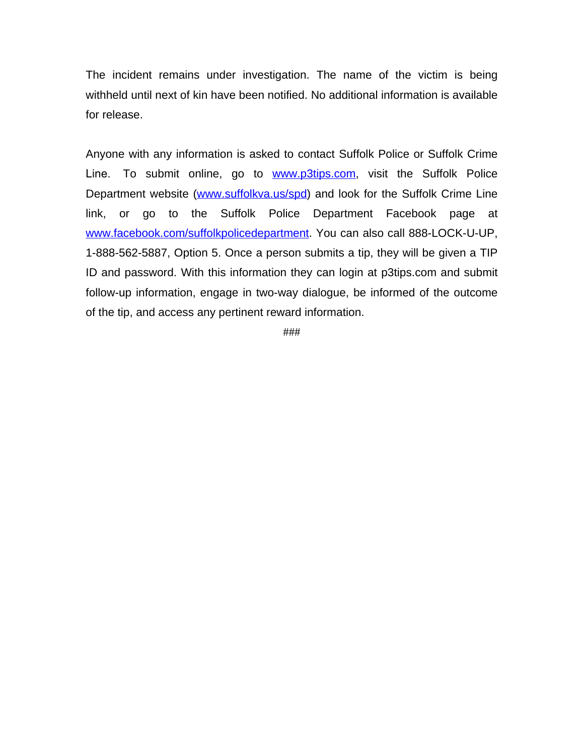The incident remains under investigation. The name of the victim is being withheld until next of kin have been notified. No additional information is available for release.

Anyone with any information is asked to contact Suffolk Police or Suffolk Crime Line. To submit online, go to www.p3tips.com, visit the Suffolk Police Department website (www.suffolkva.us/spd) and look for the Suffolk Crime Line link, or go to the Suffolk Police Department Facebook page at www.facebook.com/suffolkpolicedepartment. You can also call 888-LOCK-U-UP, 1-888-562-5887, Option 5. Once a person submits a tip, they will be given a TIP ID and password. With this information they can login at p3tips.com and submit follow-up information, engage in two-way dialogue, be informed of the outcome of the tip, and access any pertinent reward information.

###